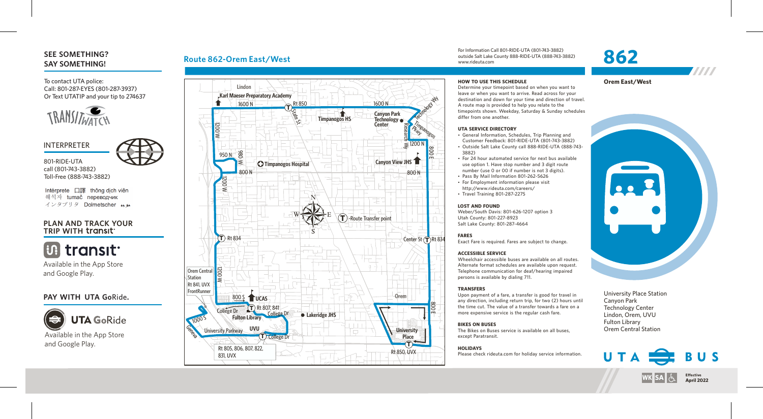## SEE SOMETHING? SAY SOMETHING!

To contact UTA police:
Call: 801-287-EYES (801-287-3937)
Or Text UTATIP and your tip to 274637

TRANSIT WATCH

## INTERPRETER

801-RIDE-UTA
call (801-743-3882)
Toll-Free (888-743-3882)

Intérprete 口譯 thông dịch viên
해석자 tumač переводчик
インタプリタ Dolmetscher

## PLAN AND TRACK YOUR TRIP WITH transit

transit

Available in the App Store and Google Play.

## PAY WITH UTA GoRide.

UTA GoRide

Available in the App Store and Google Play.

## Route 862-Orem East/West

Lindon · Karl Maeser Preparatory Academy · 1600 N · Rt 850 · State St · Timpanogos HS · 1600 N · Canyon Park Technology Center · Technology Wy · Timpanogos Pkwy · Research Wy · 1200 N · 800 E · 1200 W · 950 N · 980 W · Timpanogos Hospital · Canyon View JHS · 800 N · 800 N · 1200 W · Route Transfer point · Rt 834 · Center St · Rt 834 · Orem Central Station Rt 841, UVX FrontRunner · 1200 W · 800 S · UCAS · Orem · 800 E · College Dr · Rt 807, 841 · Fulton Library · College Dr · Lakeridge JHS · 1000 S · Geneva · University Parkway · UVU · College Dr · University Place · Rt 805, 806, 807, 822, 831, UVX · Rt 850, UVX

For Information Call 801-RIDE-UTA (801-743-3882)
outside Salt Lake County 888-RIDE-UTA (888-743-3882)
www.rideuta.com

### HOW TO USE THIS SCHEDULE

Determine your timepoint based on when you want to leave or when you want to arrive. Read across for your destination and down for your time and direction of travel. A route map is provided to help you relate to the timepoints shown. Weekday, Saturday & Sunday schedules differ from one another.

### UTA SERVICE DIRECTORY

- General Information, Schedules, Trip Planning and Customer Feedback: 801-RIDE-UTA (801-743-3882)
- Outside Salt Lake County call 888-RIDE-UTA (888-743-3882)
- For 24 hour automated service for next bus available use option 1. Have stop number and 3 digit route number (use 0 or 00 if number is not 3 digits).
- Pass By Mail Information 801-262-5626
- For Employment information please visit http://www.rideuta.com/careers/
- Travel Training 801-287-2275

### LOST AND FOUND

Weber/South Davis: 801-626-1207 option 3
Utah County: 801-227-8923
Salt Lake County: 801-287-4664

### FARES

Exact Fare is required. Fares are subject to change.

### ACCESSIBLE SERVICE

Wheelchair accessible buses are available on all routes. Alternate format schedules are available upon request. Telephone communication for deaf/hearing impaired persons is available by dialing 711.

### TRANSFERS

Upon payment of a fare, a transfer is good for travel in any direction, including return trip, for two (2) hours until the time cut. The value of a transfer towards a fare on a more expensive service is the regular cash fare.

### BIKES ON BUSES

The Bikes on Buses service is available on all buses, except Paratransit.

### HOLIDAYS

Please check rideuta.com for holiday service information.

# 862

**Orem East/West**

University Place Station
Canyon Park
Technology Center
Lindon, Orem, UVU
Fulton Library
Orem Central Station

UTA BUS

WK SA

**Effective April 2022**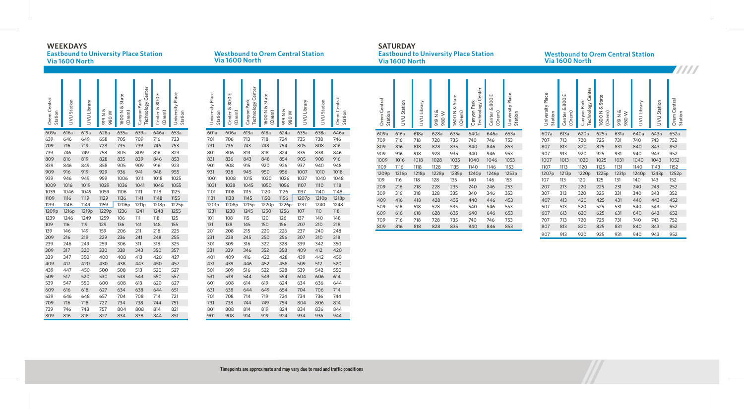## WEEKDAYS

### Eastbound to University Place Station Via 1600 North

| Orem Central Station | UVU Station | UVU Library | 919 N & 980 W | 1600 N & State (Orem) | Canyon Park Technology Center | Center & 800 E (Orem) | University Place Station |
|---|---|---|---|---|---|---|---|
| 609a | 616a | 619a | 628a | 635a | 639a | 646a | 653a |
| 639 | 646 | 649 | 658 | 705 | 709 | 716 | 723 |
| 709 | 716 | 719 | 728 | 735 | 739 | 746 | 753 |
| 739 | 746 | 749 | 758 | 805 | 809 | 816 | 823 |
| 809 | 816 | 819 | 828 | 835 | 839 | 846 | 853 |
| 839 | 846 | 849 | 858 | 905 | 909 | 916 | 923 |
| 909 | 916 | 919 | 929 | 936 | 941 | 948 | 955 |
| 939 | 946 | 949 | 959 | 1006 | 1011 | 1018 | 1025 |
| 1009 | 1016 | 1019 | 1029 | 1036 | 1041 | 1048 | 1055 |
| 1039 | 1046 | 1049 | 1059 | 1106 | 1111 | 1118 | 1125 |
| 1109 | 1116 | 1119 | 1129 | 1136 | 1141 | 1148 | 1155 |
| 1139 | 1146 | 1149 | 1159 | 1206p | 1211p | 1218p | 1225p |
| 1209p | 1216p | 1219p | 1229p | 1236 | 1241 | 1248 | 1255 |
| 1239 | 1246 | 1249 | 1259 | 106 | 111 | 118 | 125 |
| 109 | 116 | 119 | 129 | 136 | 141 | 148 | 155 |
| 139 | 146 | 149 | 159 | 206 | 211 | 218 | 225 |
| 209 | 216 | 219 | 229 | 236 | 241 | 248 | 255 |
| 239 | 246 | 249 | 259 | 306 | 311 | 318 | 325 |
| 309 | 317 | 320 | 330 | 338 | 343 | 350 | 357 |
| 339 | 347 | 350 | 400 | 408 | 413 | 420 | 427 |
| 409 | 417 | 420 | 430 | 438 | 443 | 450 | 457 |
| 439 | 447 | 450 | 500 | 508 | 513 | 520 | 527 |
| 509 | 517 | 520 | 530 | 538 | 543 | 550 | 557 |
| 539 | 547 | 550 | 600 | 608 | 613 | 620 | 627 |
| 609 | 616 | 618 | 627 | 634 | 638 | 644 | 651 |
| 639 | 646 | 648 | 657 | 704 | 708 | 714 | 721 |
| 709 | 716 | 718 | 727 | 734 | 738 | 744 | 751 |
| 739 | 746 | 748 | 757 | 804 | 808 | 814 | 821 |
| 809 | 816 | 818 | 827 | 834 | 838 | 844 | 851 |

### Westbound to Orem Central Station Via 1600 North

| University Place Station | Center & 800 E (Orem) | Canyon Park Technology Center | 1600 N & State (Orem) | 919 N & 980 W | UVU Library | UVU Station | Orem Central Station |
|---|---|---|---|---|---|---|---|
| 601a | 606a | 613a | 618a | 624a | 635a | 638a | 646a |
| 701 | 706 | 713 | 718 | 724 | 735 | 738 | 746 |
| 731 | 736 | 743 | 748 | 754 | 805 | 808 | 816 |
| 801 | 806 | 813 | 818 | 824 | 835 | 838 | 846 |
| 831 | 836 | 843 | 848 | 854 | 905 | 908 | 916 |
| 901 | 908 | 915 | 920 | 926 | 937 | 940 | 948 |
| 931 | 938 | 945 | 950 | 956 | 1007 | 1010 | 1018 |
| 1001 | 1008 | 1015 | 1020 | 1026 | 1037 | 1040 | 1048 |
| 1031 | 1038 | 1045 | 1050 | 1056 | 1107 | 1110 | 1118 |
| 1101 | 1108 | 1115 | 1120 | 1126 | 1137 | 1140 | 1148 |
| 1131 | 1138 | 1145 | 1150 | 1156 | 1207p | 1210p | 1218p |
| 1201p | 1208p | 1215p | 1220p | 1226p | 1237 | 1240 | 1248 |
| 1231 | 1238 | 1245 | 1250 | 1256 | 107 | 110 | 118 |
| 101 | 108 | 115 | 120 | 126 | 137 | 140 | 148 |
| 131 | 138 | 145 | 150 | 156 | 207 | 210 | 218 |
| 201 | 208 | 215 | 220 | 226 | 237 | 240 | 248 |
| 231 | 238 | 245 | 250 | 256 | 307 | 310 | 318 |
| 301 | 309 | 316 | 322 | 328 | 339 | 342 | 350 |
| 331 | 339 | 346 | 352 | 358 | 409 | 412 | 420 |
| 401 | 409 | 416 | 422 | 428 | 439 | 442 | 450 |
| 431 | 439 | 446 | 452 | 458 | 509 | 512 | 520 |
| 501 | 509 | 516 | 522 | 528 | 539 | 542 | 550 |
| 531 | 538 | 544 | 549 | 554 | 604 | 606 | 614 |
| 601 | 608 | 614 | 619 | 624 | 634 | 636 | 644 |
| 631 | 638 | 644 | 649 | 654 | 704 | 706 | 714 |
| 701 | 708 | 714 | 719 | 724 | 734 | 736 | 744 |
| 731 | 738 | 744 | 749 | 754 | 804 | 806 | 814 |
| 801 | 808 | 814 | 819 | 824 | 834 | 836 | 844 |
| 901 | 908 | 914 | 919 | 924 | 934 | 936 | 944 |

## SATURDAY

### Eastbound to University Place Station Via 1600 North

| Orem Central Station | UVU Station | UVU Library | 919 N & 980 W | 1600 N & State (Orem) | Canyon Park Technology Center | Center & 800 E (Orem) | University Place Station |
|---|---|---|---|---|---|---|---|
| 609a | 616a | 618a | 628a | 635a | 640a | 646a | 653a |
| 709 | 716 | 718 | 728 | 735 | 740 | 746 | 753 |
| 809 | 816 | 818 | 828 | 835 | 840 | 846 | 853 |
| 909 | 916 | 918 | 928 | 935 | 940 | 946 | 953 |
| 1009 | 1016 | 1018 | 1028 | 1035 | 1040 | 1046 | 1053 |
| 1109 | 1116 | 1118 | 1128 | 1135 | 1140 | 1146 | 1153 |
| 1209p | 1216p | 1218p | 1228p | 1235p | 1240p | 1246p | 1253p |
| 109 | 116 | 118 | 128 | 135 | 140 | 146 | 153 |
| 209 | 216 | 218 | 228 | 235 | 240 | 246 | 253 |
| 309 | 316 | 318 | 328 | 335 | 340 | 346 | 353 |
| 409 | 416 | 418 | 428 | 435 | 440 | 446 | 453 |
| 509 | 516 | 518 | 528 | 535 | 540 | 546 | 553 |
| 609 | 616 | 618 | 628 | 635 | 640 | 646 | 653 |
| 709 | 716 | 718 | 728 | 735 | 740 | 746 | 753 |
| 809 | 816 | 818 | 828 | 835 | 840 | 846 | 853 |

### Westbound to Orem Central Station Via 1600 North

| University Place Station | Center & 800 E (Orem) | Canyon Park Technology Center | 1600 N & State (Orem) | 919 N & 980 W | UVU Library | UVU Station | Orem Central Station |
|---|---|---|---|---|---|---|---|
| 607a | 613a | 620a | 625a | 631a | 640a | 643a | 652a |
| 707 | 713 | 720 | 725 | 731 | 740 | 743 | 752 |
| 807 | 813 | 820 | 825 | 831 | 840 | 843 | 852 |
| 907 | 913 | 920 | 925 | 931 | 940 | 943 | 952 |
| 1007 | 1013 | 1020 | 1025 | 1031 | 1040 | 1043 | 1052 |
| 1107 | 1113 | 1120 | 1125 | 1131 | 1140 | 1143 | 1152 |
| 1207p | 1213p | 1220p | 1225p | 1231p | 1240p | 1243p | 1252p |
| 107 | 113 | 120 | 125 | 131 | 140 | 143 | 152 |
| 207 | 213 | 220 | 225 | 231 | 240 | 243 | 252 |
| 307 | 313 | 320 | 325 | 331 | 340 | 343 | 352 |
| 407 | 413 | 420 | 425 | 431 | 440 | 443 | 452 |
| 507 | 513 | 520 | 525 | 531 | 540 | 543 | 552 |
| 607 | 613 | 620 | 625 | 631 | 640 | 643 | 652 |
| 707 | 713 | 720 | 725 | 731 | 740 | 743 | 752 |
| 807 | 813 | 820 | 825 | 831 | 840 | 843 | 852 |
| 907 | 913 | 920 | 925 | 931 | 940 | 943 | 952 |

**Timepoints are approximate and may vary due to road and traffic conditions**